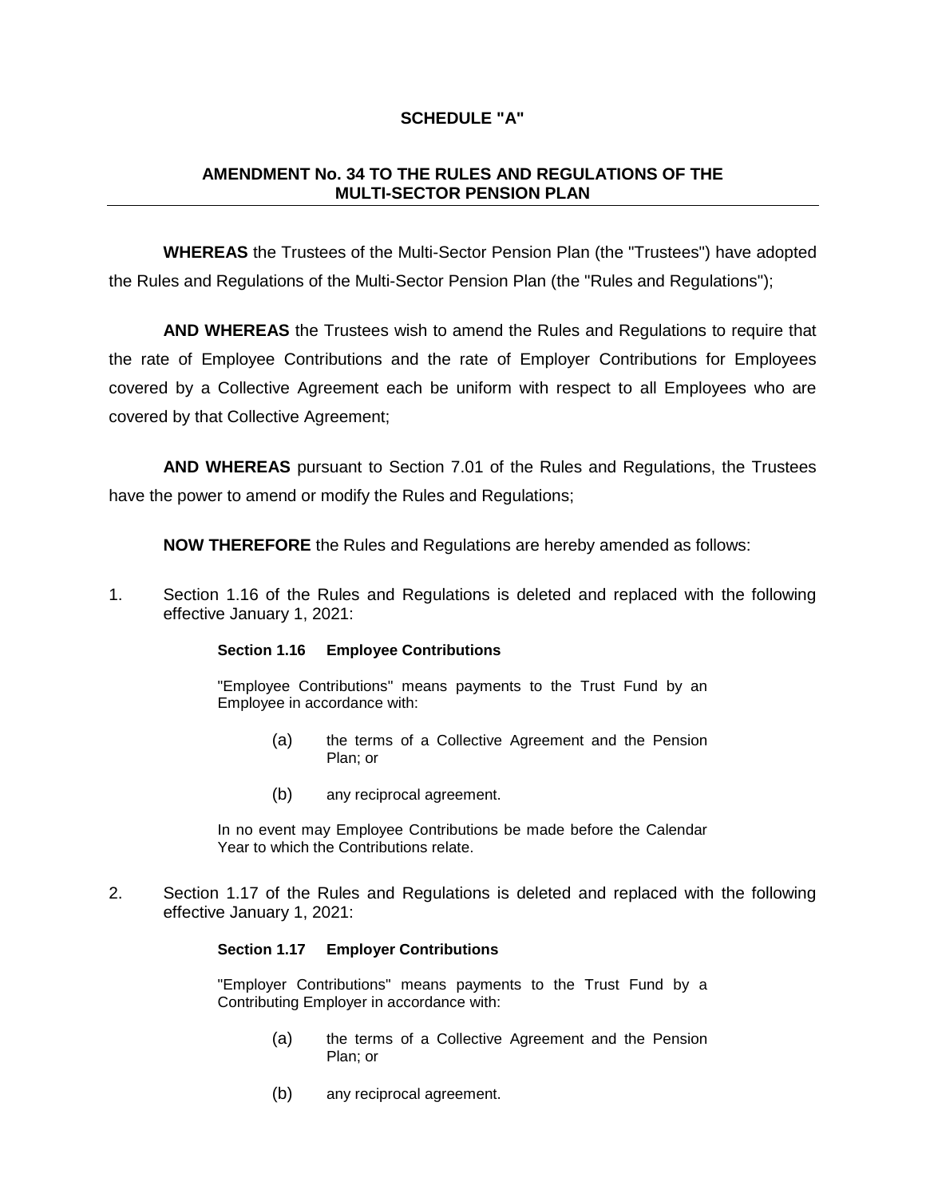**SCHEDULE "A"**

**AMENDMENT No. 34 TO THE RULES AND REGULATIONS OF THE MULTI-SECTOR PENSION PLAN**

---

**WHEREAS** the Trustees of the Multi-Sector Pension Plan (the "Trustees") have adopted the Rules and Regulations of the Multi-Sector Pension Plan (the "Rules and Regulations");

**AND WHEREAS** the Trustees wish to amend the Rules and Regulations to require that the rate of Employee Contributions and the rate of Employer Contributions for Employees covered by a Collective Agreement each be uniform with respect to all Employees who are covered by that Collective Agreement;

**AND WHEREAS** pursuant to Section 7.01 of the Rules and Regulations, the Trustees have the power to amend or modify the Rules and Regulations;

**NOW THEREFORE** the Rules and Regulations are hereby amended as follows:

1. Section 1.16 of the Rules and Regulations is deleted and replaced with the following effective January 1, 2021:

   **Section 1.16 Employee Contributions**

   "Employee Contributions" means payments to the Trust Fund by an Employee in accordance with:

   (a) the terms of a Collective Agreement and the Pension Plan; or

   (b) any reciprocal agreement.

   In no event may Employee Contributions be made before the Calendar Year to which the Contributions relate.

2. Section 1.17 of the Rules and Regulations is deleted and replaced with the following effective January 1, 2021:

   **Section 1.17 Employer Contributions**

   "Employer Contributions" means payments to the Trust Fund by a Contributing Employer in accordance with:

   (a) the terms of a Collective Agreement and the Pension Plan; or

   (b) any reciprocal agreement.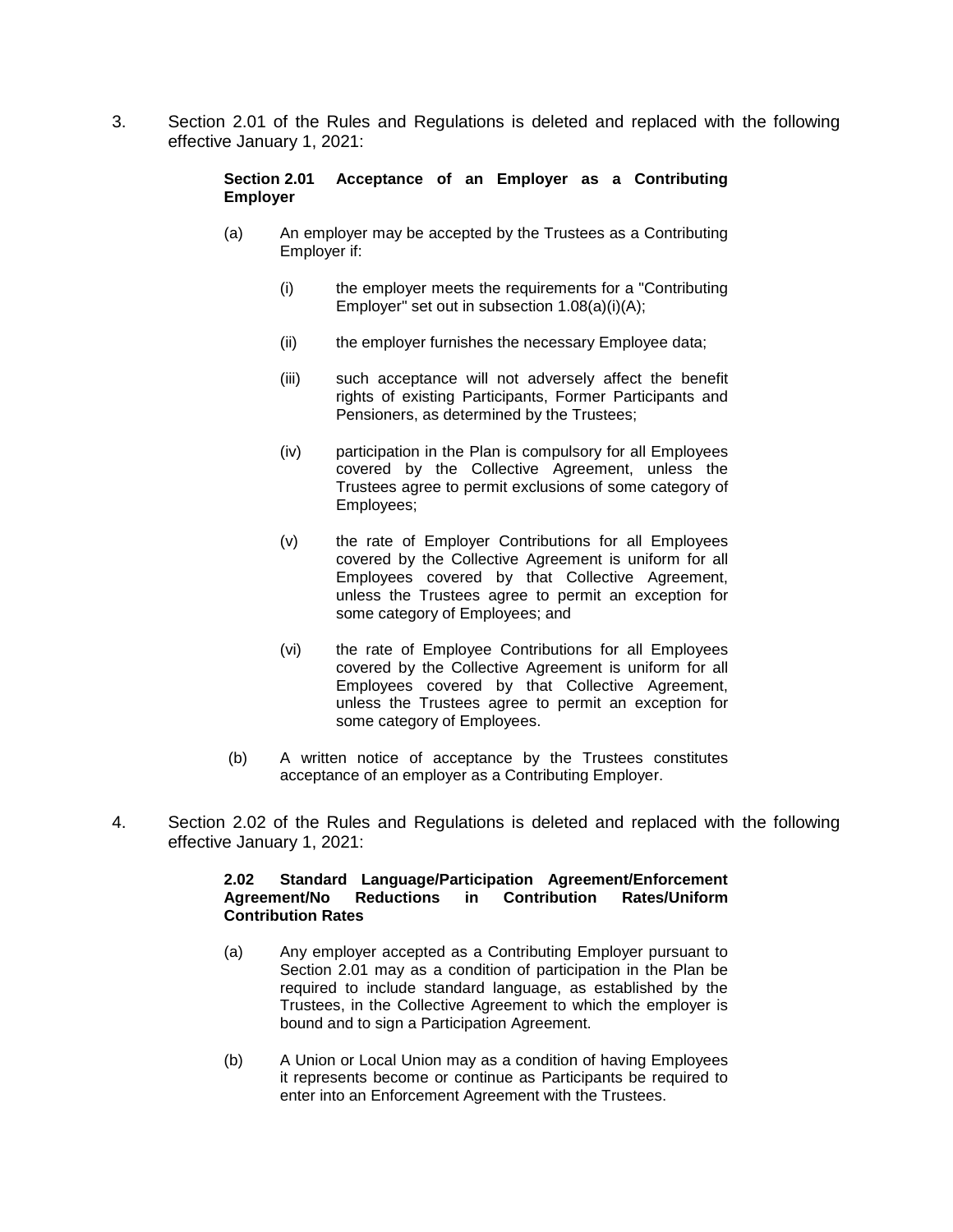3. Section 2.01 of the Rules and Regulations is deleted and replaced with the following effective January 1, 2021:

**Section 2.01 Acceptance of an Employer as a Contributing Employer**

(a) An employer may be accepted by the Trustees as a Contributing Employer if:

(i) the employer meets the requirements for a "Contributing Employer" set out in subsection 1.08(a)(i)(A);

(ii) the employer furnishes the necessary Employee data;

(iii) such acceptance will not adversely affect the benefit rights of existing Participants, Former Participants and Pensioners, as determined by the Trustees;

(iv) participation in the Plan is compulsory for all Employees covered by the Collective Agreement, unless the Trustees agree to permit exclusions of some category of Employees;

(v) the rate of Employer Contributions for all Employees covered by the Collective Agreement is uniform for all Employees covered by that Collective Agreement, unless the Trustees agree to permit an exception for some category of Employees; and

(vi) the rate of Employee Contributions for all Employees covered by the Collective Agreement is uniform for all Employees covered by that Collective Agreement, unless the Trustees agree to permit an exception for some category of Employees.

(b) A written notice of acceptance by the Trustees constitutes acceptance of an employer as a Contributing Employer.

4. Section 2.02 of the Rules and Regulations is deleted and replaced with the following effective January 1, 2021:

**2.02 Standard Language/Participation Agreement/Enforcement Agreement/No Reductions in Contribution Rates/Uniform Contribution Rates**

(a) Any employer accepted as a Contributing Employer pursuant to Section 2.01 may as a condition of participation in the Plan be required to include standard language, as established by the Trustees, in the Collective Agreement to which the employer is bound and to sign a Participation Agreement.

(b) A Union or Local Union may as a condition of having Employees it represents become or continue as Participants be required to enter into an Enforcement Agreement with the Trustees.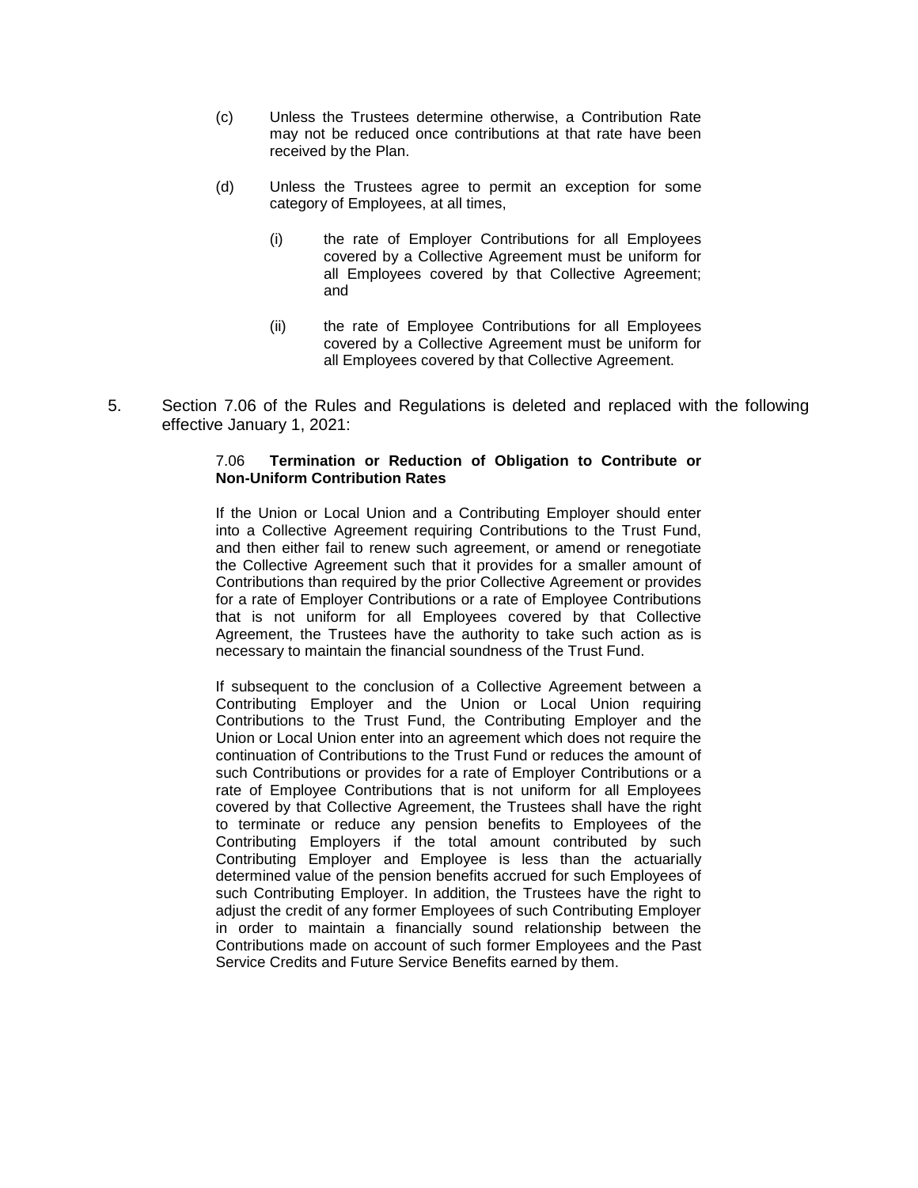(c) Unless the Trustees determine otherwise, a Contribution Rate may not be reduced once contributions at that rate have been received by the Plan.

(d) Unless the Trustees agree to permit an exception for some category of Employees, at all times,

(i) the rate of Employer Contributions for all Employees covered by a Collective Agreement must be uniform for all Employees covered by that Collective Agreement; and

(ii) the rate of Employee Contributions for all Employees covered by a Collective Agreement must be uniform for all Employees covered by that Collective Agreement.

5. Section 7.06 of the Rules and Regulations is deleted and replaced with the following effective January 1, 2021:

7.06 **Termination or Reduction of Obligation to Contribute or Non-Uniform Contribution Rates**

If the Union or Local Union and a Contributing Employer should enter into a Collective Agreement requiring Contributions to the Trust Fund, and then either fail to renew such agreement, or amend or renegotiate the Collective Agreement such that it provides for a smaller amount of Contributions than required by the prior Collective Agreement or provides for a rate of Employer Contributions or a rate of Employee Contributions that is not uniform for all Employees covered by that Collective Agreement, the Trustees have the authority to take such action as is necessary to maintain the financial soundness of the Trust Fund.

If subsequent to the conclusion of a Collective Agreement between a Contributing Employer and the Union or Local Union requiring Contributions to the Trust Fund, the Contributing Employer and the Union or Local Union enter into an agreement which does not require the continuation of Contributions to the Trust Fund or reduces the amount of such Contributions or provides for a rate of Employer Contributions or a rate of Employee Contributions that is not uniform for all Employees covered by that Collective Agreement, the Trustees shall have the right to terminate or reduce any pension benefits to Employees of the Contributing Employers if the total amount contributed by such Contributing Employer and Employee is less than the actuarially determined value of the pension benefits accrued for such Employees of such Contributing Employer. In addition, the Trustees have the right to adjust the credit of any former Employees of such Contributing Employer in order to maintain a financially sound relationship between the Contributions made on account of such former Employees and the Past Service Credits and Future Service Benefits earned by them.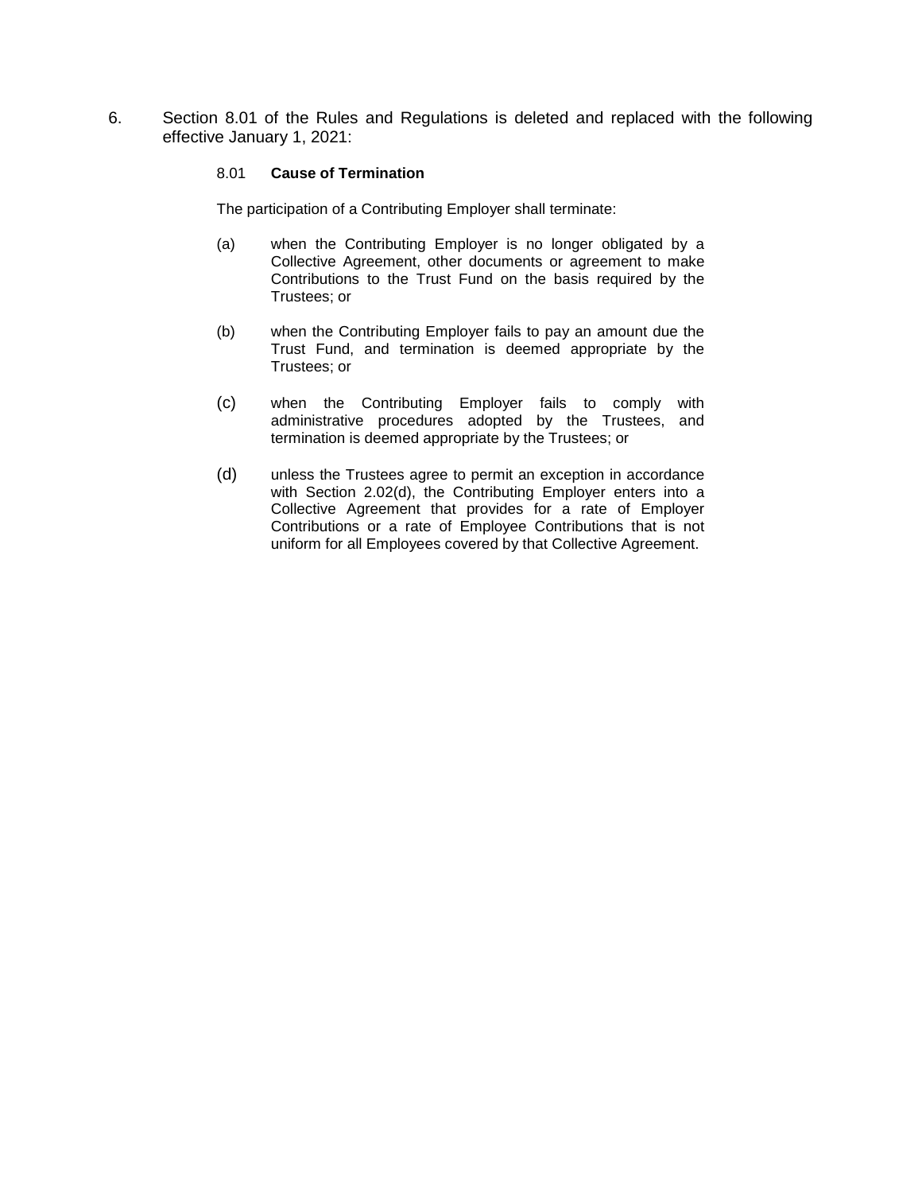6. Section 8.01 of the Rules and Regulations is deleted and replaced with the following effective January 1, 2021:

8.01 **Cause of Termination**

The participation of a Contributing Employer shall terminate:

(a) when the Contributing Employer is no longer obligated by a Collective Agreement, other documents or agreement to make Contributions to the Trust Fund on the basis required by the Trustees; or

(b) when the Contributing Employer fails to pay an amount due the Trust Fund, and termination is deemed appropriate by the Trustees; or

(c) when the Contributing Employer fails to comply with administrative procedures adopted by the Trustees, and termination is deemed appropriate by the Trustees; or

(d) unless the Trustees agree to permit an exception in accordance with Section 2.02(d), the Contributing Employer enters into a Collective Agreement that provides for a rate of Employer Contributions or a rate of Employee Contributions that is not uniform for all Employees covered by that Collective Agreement.